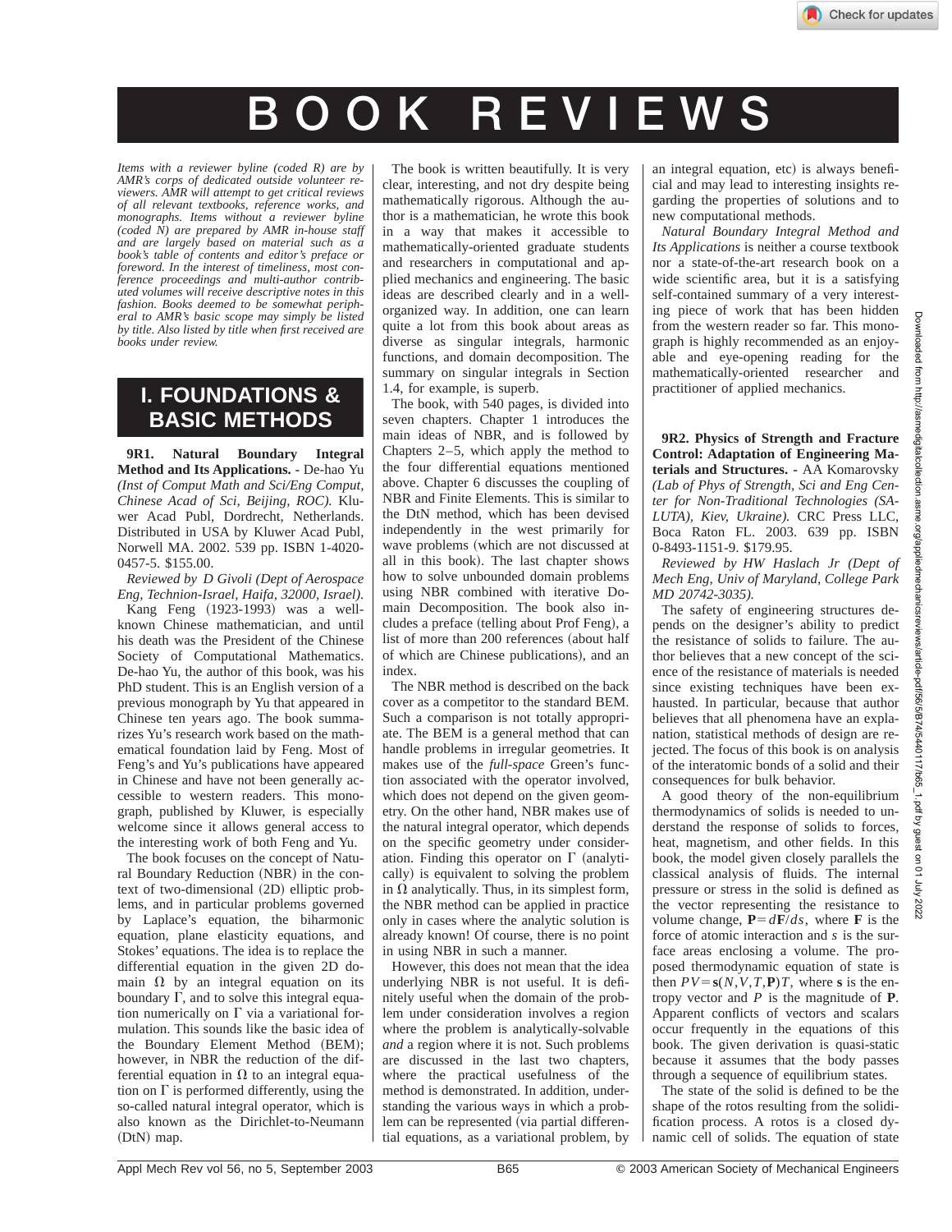# BOOK REVIEWS

*Items with a reviewer byline (coded R) are by AMR's corps of dedicated outside volunteer reviewers. AMR will attempt to get critical reviews of all relevant textbooks, reference works, and monographs. Items without a reviewer byline (coded N) are prepared by AMR in-house staff and are largely based on material such as a book's table of contents and editor's preface or foreword. In the interest of timeliness, most conference proceedings and multi-author contributed volumes will receive descriptive notes in this fashion. Books deemed to be somewhat peripheral to AMR's basic scope may simply be listed by title. Also listed by title when first received are books under review.*

## I. FOUNDATIONS & BASIC METHODS

**9R1. Natural Boundary Integral Method and Its Applications.** - De-hao Yu *(Inst of Comput Math and Sci/Eng Comput, Chinese Acad of Sci, Beijing, ROC).* Kluwer Acad Publ, Dordrecht, Netherlands. Distributed in USA by Kluwer Acad Publ, Norwell MA. 2002. 539 pp. ISBN 1-4020-0457-5. $155.00.

*Reviewed by D Givoli (Dept of Aerospace Eng, Technion-Israel, Haifa, 32000, Israel).*

Kang Feng (1923-1993) was a well-known Chinese mathematician, and until his death was the President of the Chinese Society of Computational Mathematics. De-hao Yu, the author of this book, was his PhD student. This is an English version of a previous monograph by Yu that appeared in Chinese ten years ago. The book summarizes Yu's research work based on the mathematical foundation laid by Feng. Most of Feng's and Yu's publications have appeared in Chinese and have not been generally accessible to western readers. This monograph, published by Kluwer, is especially welcome since it allows general access to the interesting work of both Feng and Yu.

The book focuses on the concept of Natural Boundary Reduction (NBR) in the context of two-dimensional (2D) elliptic problems, and in particular problems governed by Laplace's equation, the biharmonic equation, plane elasticity equations, and Stokes' equations. The idea is to replace the differential equation in the given 2D domain $\Omega$ by an integral equation on its boundary $\Gamma$, and to solve this integral equation numerically on $\Gamma$ via a variational formulation. This sounds like the basic idea of the Boundary Element Method (BEM); however, in NBR the reduction of the differential equation in $\Omega$ to an integral equation on $\Gamma$ is performed differently, using the so-called natural integral operator, which is also known as the Dirichlet-to-Neumann (DtN) map.

The book is written beautifully. It is very clear, interesting, and not dry despite being mathematically rigorous. Although the author is a mathematician, he wrote this book in a way that makes it accessible to mathematically-oriented graduate students and researchers in computational and applied mechanics and engineering. The basic ideas are described clearly and in a well-organized way. In addition, one can learn quite a lot from this book about areas as diverse as singular integrals, harmonic functions, and domain decomposition. The summary on singular integrals in Section 1.4, for example, is superb.

The book, with 540 pages, is divided into seven chapters. Chapter 1 introduces the main ideas of NBR, and is followed by Chapters 2–5, which apply the method to the four differential equations mentioned above. Chapter 6 discusses the coupling of NBR and Finite Elements. This is similar to the DtN method, which has been devised independently in the west primarily for wave problems (which are not discussed at all in this book). The last chapter shows how to solve unbounded domain problems using NBR combined with iterative Domain Decomposition. The book also includes a preface (telling about Prof Feng), a list of more than 200 references (about half of which are Chinese publications), and an index.

The NBR method is described on the back cover as a competitor to the standard BEM. Such a comparison is not totally appropriate. The BEM is a general method that can handle problems in irregular geometries. It makes use of the *full-space* Green's function associated with the operator involved, which does not depend on the given geometry. On the other hand, NBR makes use of the natural integral operator, which depends on the specific geometry under consideration. Finding this operator on $\Gamma$ (analytically) is equivalent to solving the problem in $\Omega$ analytically. Thus, in its simplest form, the NBR method can be applied in practice only in cases where the analytic solution is already known! Of course, there is no point in using NBR in such a manner.

However, this does not mean that the idea underlying NBR is not useful. It is definitely useful when the domain of the problem under consideration involves a region where the problem is analytically-solvable *and* a region where it is not. Such problems are discussed in the last two chapters, where the practical usefulness of the method is demonstrated. In addition, understanding the various ways in which a problem can be represented (via partial differential equations, as a variational problem, by an integral equation, etc) is always beneficial and may lead to interesting insights regarding the properties of solutions and to new computational methods.

*Natural Boundary Integral Method and Its Applications* is neither a course textbook nor a state-of-the-art research book on a wide scientific area, but it is a satisfying self-contained summary of a very interesting piece of work that has been hidden from the western reader so far. This monograph is highly recommended as an enjoyable and eye-opening reading for the mathematically-oriented researcher and practitioner of applied mechanics.

**9R2. Physics of Strength and Fracture Control: Adaptation of Engineering Materials and Structures.** - AA Komarovsky *(Lab of Phys of Strength, Sci and Eng Center for Non-Traditional Technologies (SALUTA), Kiev, Ukraine).* CRC Press LLC, Boca Raton FL. 2003. 639 pp. ISBN 0-8493-1151-9. $179.95.

*Reviewed by HW Haslach Jr (Dept of Mech Eng, Univ of Maryland, College Park MD 20742-3035).*

The safety of engineering structures depends on the designer's ability to predict the resistance of solids to failure. The author believes that a new concept of the science of the resistance of materials is needed since existing techniques have been exhausted. In particular, because that author believes that all phenomena have an explanation, statistical methods of design are rejected. The focus of this book is on analysis of the interatomic bonds of a solid and their consequences for bulk behavior.

A good theory of the non-equilibrium thermodynamics of solids is needed to understand the response of solids to forces, heat, magnetism, and other fields. In this book, the model given closely parallels the classical analysis of fluids. The internal pressure or stress in the solid is defined as the vector representing the resistance to volume change, $\mathbf{P}=d\mathbf{F}/ds$, where $\mathbf{F}$ is the force of atomic interaction and $s$ is the surface areas enclosing a volume. The proposed thermodynamic equation of state is then $PV=\mathbf{s}(N,V,T,\mathbf{P})T$, where $\mathbf{s}$ is the entropy vector and $P$ is the magnitude of $\mathbf{P}$. Apparent conflicts of vectors and scalars occur frequently in the equations of this book. The given derivation is quasi-static because it assumes that the body passes through a sequence of equilibrium states.

The state of the solid is defined to be the shape of the rotos resulting from the solidification process. A rotos is a closed dynamic cell of solids. The equation of state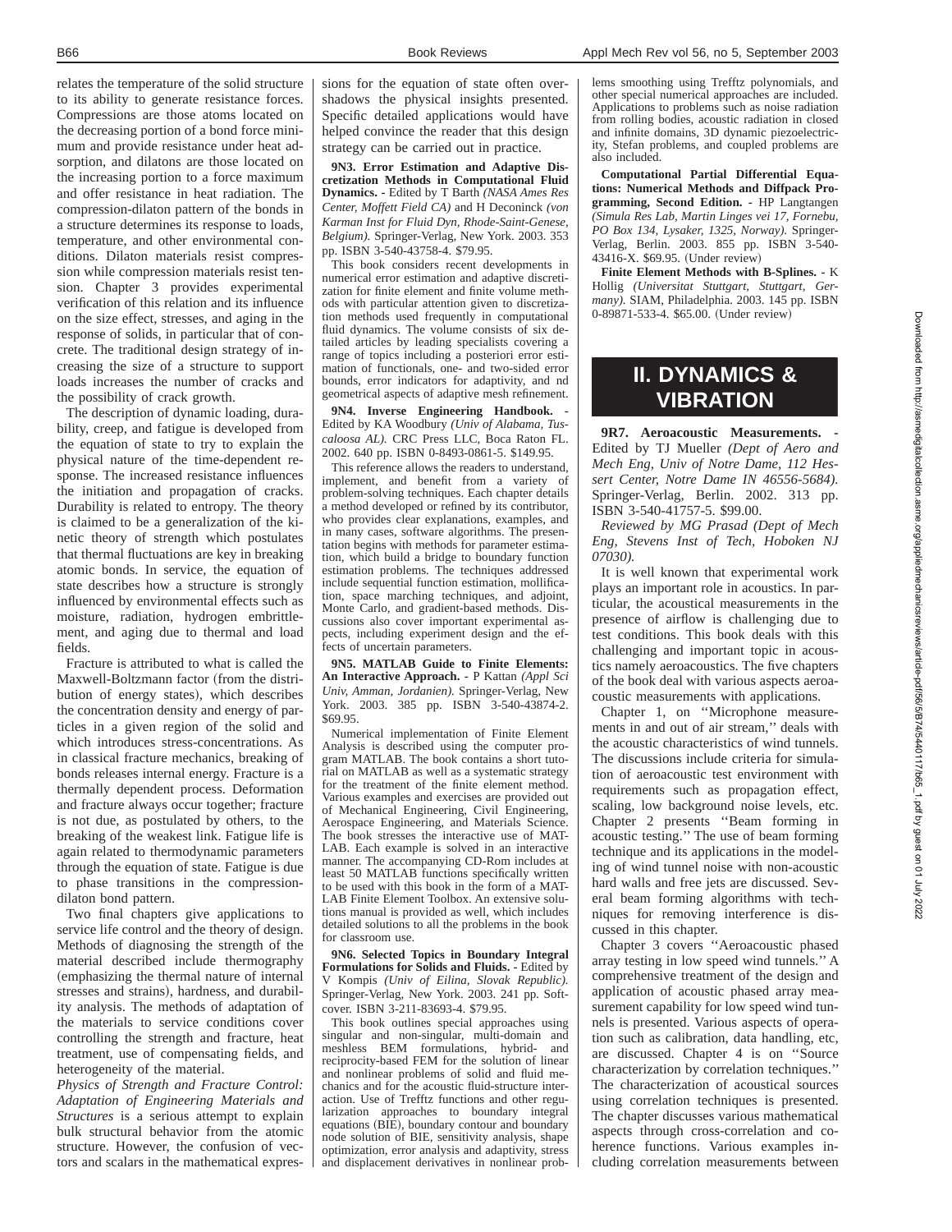relates the temperature of the solid structure to its ability to generate resistance forces. Compressions are those atoms located on the decreasing portion of a bond force minimum and provide resistance under heat adsorption, and dilatons are those located on the increasing portion to a force maximum and offer resistance in heat radiation. The compression-dilaton pattern of the bonds in a structure determines its response to loads, temperature, and other environmental conditions. Dilaton materials resist compression while compression materials resist tension. Chapter 3 provides experimental verification of this relation and its influence on the size effect, stresses, and aging in the response of solids, in particular that of concrete. The traditional design strategy of increasing the size of a structure to support loads increases the number of cracks and the possibility of crack growth.

The description of dynamic loading, durability, creep, and fatigue is developed from the equation of state to try to explain the physical nature of the time-dependent response. The increased resistance influences the initiation and propagation of cracks. Durability is related to entropy. The theory is claimed to be a generalization of the kinetic theory of strength which postulates that thermal fluctuations are key in breaking atomic bonds. In service, the equation of state describes how a structure is strongly influenced by environmental effects such as moisture, radiation, hydrogen embrittlement, and aging due to thermal and load fields.

Fracture is attributed to what is called the Maxwell-Boltzmann factor (from the distribution of energy states), which describes the concentration density and energy of particles in a given region of the solid and which introduces stress-concentrations. As in classical fracture mechanics, breaking of bonds releases internal energy. Fracture is a thermally dependent process. Deformation and fracture always occur together; fracture is not due, as postulated by others, to the breaking of the weakest link. Fatigue life is again related to thermodynamic parameters through the equation of state. Fatigue is due to phase transitions in the compression-dilaton bond pattern.

Two final chapters give applications to service life control and the theory of design. Methods of diagnosing the strength of the material described include thermography (emphasizing the thermal nature of internal stresses and strains), hardness, and durability analysis. The methods of adaptation of the materials to service conditions cover controlling the strength and fracture, heat treatment, use of compensating fields, and heterogeneity of the material.

*Physics of Strength and Fracture Control: Adaptation of Engineering Materials and Structures* is a serious attempt to explain bulk structural behavior from the atomic structure. However, the confusion of vectors and scalars in the mathematical expressions for the equation of state often overshadows the physical insights presented. Specific detailed applications would have helped convince the reader that this design strategy can be carried out in practice.

**9N3. Error Estimation and Adaptive Discretization Methods in Computational Fluid Dynamics.** - Edited by T Barth *(NASA Ames Res Center, Moffett Field CA)* and H Deconinck *(von Karman Inst for Fluid Dyn, Rhode-Saint-Genese, Belgium).* Springer-Verlag, New York. 2003. 353 pp. ISBN 3-540-43758-4. $79.95.

This book considers recent developments in numerical error estimation and adaptive discretization for finite element and finite volume methods with particular attention given to discretization methods used frequently in computational fluid dynamics. The volume consists of six detailed articles by leading specialists covering a range of topics including a posteriori error estimation of functionals, one- and two-sided error bounds, error indicators for adaptivity, and nd geometrical aspects of adaptive mesh refinement.

**9N4. Inverse Engineering Handbook.** - Edited by KA Woodbury *(Univ of Alabama, Tuscaloosa AL).* CRC Press LLC, Boca Raton FL. 2002. 640 pp. ISBN 0-8493-0861-5. $149.95.

This reference allows the readers to understand, implement, and benefit from a variety of problem-solving techniques. Each chapter details a method developed or refined by its contributor, who provides clear explanations, examples, and in many cases, software algorithms. The presentation begins with methods for parameter estimation, which build a bridge to boundary function estimation problems. The techniques addressed include sequential function estimation, mollification, space marching techniques, and adjoint, Monte Carlo, and gradient-based methods. Discussions also cover important experimental aspects, including experiment design and the effects of uncertain parameters.

**9N5. MATLAB Guide to Finite Elements: An Interactive Approach.** - P Kattan *(Appl Sci Univ, Amman, Jordanien).* Springer-Verlag, New York. 2003. 385 pp. ISBN 3-540-43874-2. $69.95.

Numerical implementation of Finite Element Analysis is described using the computer program MATLAB. The book contains a short tutorial on MATLAB as well as a systematic strategy for the treatment of the finite element method. Various examples and exercises are provided out of Mechanical Engineering, Civil Engineering, Aerospace Engineering, and Materials Science. The book stresses the interactive use of MATLAB. Each example is solved in an interactive manner. The accompanying CD-Rom includes at least 50 MATLAB functions specifically written to be used with this book in the form of a MATLAB Finite Element Toolbox. An extensive solutions manual is provided as well, which includes detailed solutions to all the problems in the book for classroom use.

**9N6. Selected Topics in Boundary Integral Formulations for Solids and Fluids.** - Edited by V Kompis *(Univ of Eilina, Slovak Republic).* Springer-Verlag, New York. 2003. 241 pp. Softcover. ISBN 3-211-83693-4. $79.95.

This book outlines special approaches using singular and non-singular, multi-domain and meshless BEM formulations, hybrid- and reciprocity-based FEM for the solution of linear and nonlinear problems of solid and fluid mechanics and for the acoustic fluid-structure interaction. Use of Trefftz functions and other regularization approaches to boundary integral equations (BIE), boundary contour and boundary node solution of BIE, sensitivity analysis, shape optimization, error analysis and adaptivity, stress and displacement derivatives in nonlinear problems smoothing using Trefftz polynomials, and other special numerical approaches are included. Applications to problems such as noise radiation from rolling bodies, acoustic radiation in closed and infinite domains, 3D dynamic piezoelectricity, Stefan problems, and coupled problems are also included.

**Computational Partial Differential Equations: Numerical Methods and Diffpack Programming, Second Edition.** - HP Langtangen *(Simula Res Lab, Martin Linges vei 17, Fornebu, PO Box 134, Lysaker, 1325, Norway).* Springer-Verlag, Berlin. 2003. 855 pp. ISBN 3-540-43416-X. $69.95. (Under review)

**Finite Element Methods with B-Splines.** - K Hollig *(Universitat Stuttgart, Stuttgart, Germany).* SIAM, Philadelphia. 2003. 145 pp. ISBN 0-89871-533-4. $65.00. (Under review)

# II. DYNAMICS & VIBRATION

**9R7. Aeroacoustic Measurements.** - Edited by TJ Mueller *(Dept of Aero and Mech Eng, Univ of Notre Dame, 112 Hessert Center, Notre Dame IN 46556-5684).* Springer-Verlag, Berlin. 2002. 313 pp. ISBN 3-540-41757-5. $99.00.

*Reviewed by MG Prasad (Dept of Mech Eng, Stevens Inst of Tech, Hoboken NJ 07030).*

It is well known that experimental work plays an important role in acoustics. In particular, the acoustical measurements in the presence of airflow is challenging due to test conditions. This book deals with this challenging and important topic in acoustics namely aeroacoustics. The five chapters of the book deal with various aspects aeroacoustic measurements with applications.

Chapter 1, on ''Microphone measurements in and out of air stream,'' deals with the acoustic characteristics of wind tunnels. The discussions include criteria for simulation of aeroacoustic test environment with requirements such as propagation effect, scaling, low background noise levels, etc. Chapter 2 presents ''Beam forming in acoustic testing.'' The use of beam forming technique and its applications in the modeling of wind tunnel noise with non-acoustic hard walls and free jets are discussed. Several beam forming algorithms with techniques for removing interference is discussed in this chapter.

Chapter 3 covers ''Aeroacoustic phased array testing in low speed wind tunnels.'' A comprehensive treatment of the design and application of acoustic phased array measurement capability for low speed wind tunnels is presented. Various aspects of operation such as calibration, data handling, etc, are discussed. Chapter 4 is on ''Source characterization by correlation techniques.'' The characterization of acoustical sources using correlation techniques is presented. The chapter discusses various mathematical aspects through cross-correlation and coherence functions. Various examples including correlation measurements between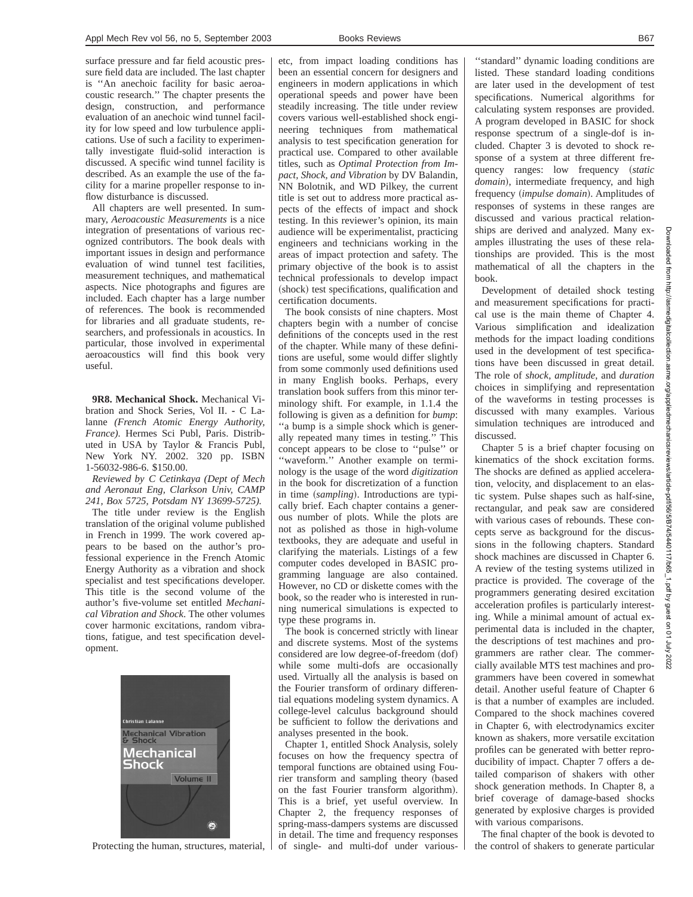surface pressure and far field acoustic pressure field data are included. The last chapter is "An anechoic facility for basic aeroacoustic research." The chapter presents the design, construction, and performance evaluation of an anechoic wind tunnel facility for low speed and low turbulence applications. Use of such a facility to experimentally investigate fluid-solid interaction is discussed. A specific wind tunnel facility is described. As an example the use of the facility for a marine propeller response to inflow disturbance is discussed.

All chapters are well presented. In summary, *Aeroacoustic Measurements* is a nice integration of presentations of various recognized contributors. The book deals with important issues in design and performance evaluation of wind tunnel test facilities, measurement techniques, and mathematical aspects. Nice photographs and figures are included. Each chapter has a large number of references. The book is recommended for libraries and all graduate students, researchers, and professionals in acoustics. In particular, those involved in experimental aeroacoustics will find this book very useful.

**9R8. Mechanical Shock.** Mechanical Vibration and Shock Series, Vol II. - C Lalanne *(French Atomic Energy Authority, France).* Hermes Sci Publ, Paris. Distributed in USA by Taylor & Francis Publ, New York NY. 2002. 320 pp. ISBN 1-56032-986-6. $150.00.

*Reviewed by C Cetinkaya (Dept of Mech and Aeronaut Eng, Clarkson Univ, CAMP 241, Box 5725, Potsdam NY 13699-5725).*

The title under review is the English translation of the original volume published in French in 1999. The work covered appears to be based on the author's professional experience in the French Atomic Energy Authority as a vibration and shock specialist and test specifications developer. This title is the second volume of the author's five-volume set entitled *Mechanical Vibration and Shock*. The other volumes cover harmonic excitations, random vibrations, fatigue, and test specification development.

Protecting the human, structures, material, etc, from impact loading conditions has been an essential concern for designers and engineers in modern applications in which operational speeds and power have been steadily increasing. The title under review covers various well-established shock engineering techniques from mathematical analysis to test specification generation for practical use. Compared to other available titles, such as *Optimal Protection from Impact, Shock, and Vibration* by DV Balandin, NN Bolotnik, and WD Pilkey, the current title is set out to address more practical aspects of the effects of impact and shock testing. In this reviewer's opinion, its main audience will be experimentalist, practicing engineers and technicians working in the areas of impact protection and safety. The primary objective of the book is to assist technical professionals to develop impact (shock) test specifications, qualification and certification documents.

The book consists of nine chapters. Most chapters begin with a number of concise definitions of the concepts used in the rest of the chapter. While many of these definitions are useful, some would differ slightly from some commonly used definitions used in many English books. Perhaps, every translation book suffers from this minor terminology shift. For example, in 1.1.4 the following is given as a definition for *bump*: "a bump is a simple shock which is generally repeated many times in testing." This concept appears to be close to "pulse" or "waveform." Another example on terminology is the usage of the word *digitization* in the book for discretization of a function in time (*sampling*). Introductions are typically brief. Each chapter contains a generous number of plots. While the plots are not as polished as those in high-volume textbooks, they are adequate and useful in clarifying the materials. Listings of a few computer codes developed in BASIC programming language are also contained. However, no CD or diskette comes with the book, so the reader who is interested in running numerical simulations is expected to type these programs in.

The book is concerned strictly with linear and discrete systems. Most of the systems considered are low degree-of-freedom (dof) while some multi-dofs are occasionally used. Virtually all the analysis is based on the Fourier transform of ordinary differential equations modeling system dynamics. A college-level calculus background should be sufficient to follow the derivations and analyses presented in the book.

Chapter 1, entitled Shock Analysis, solely focuses on how the frequency spectra of temporal functions are obtained using Fourier transform and sampling theory (based on the fast Fourier transform algorithm). This is a brief, yet useful overview. In Chapter 2, the frequency responses of spring-mass-dampers systems are discussed in detail. The time and frequency responses of single- and multi-dof under various "standard" dynamic loading conditions are listed. These standard loading conditions are later used in the development of test specifications. Numerical algorithms for calculating system responses are provided. A program developed in BASIC for shock response spectrum of a single-dof is included. Chapter 3 is devoted to shock response of a system at three different frequency ranges: low frequency (*static domain*), intermediate frequency, and high frequency (*impulse domain*). Amplitudes of responses of systems in these ranges are discussed and various practical relationships are derived and analyzed. Many examples illustrating the uses of these relationships are provided. This is the most mathematical of all the chapters in the book.

Development of detailed shock testing and measurement specifications for practical use is the main theme of Chapter 4. Various simplification and idealization methods for the impact loading conditions used in the development of test specifications have been discussed in great detail. The role of *shock*, *amplitude*, and *duration* choices in simplifying and representation of the waveforms in testing processes is discussed with many examples. Various simulation techniques are introduced and discussed.

Chapter 5 is a brief chapter focusing on kinematics of the shock excitation forms. The shocks are defined as applied acceleration, velocity, and displacement to an elastic system. Pulse shapes such as half-sine, rectangular, and peak saw are considered with various cases of rebounds. These concepts serve as background for the discussions in the following chapters. Standard shock machines are discussed in Chapter 6. A review of the testing systems utilized in practice is provided. The coverage of the programmers generating desired excitation acceleration profiles is particularly interesting. While a minimal amount of actual experimental data is included in the chapter, the descriptions of test machines and programmers are rather clear. The commercially available MTS test machines and programmers have been covered in somewhat detail. Another useful feature of Chapter 6 is that a number of examples are included. Compared to the shock machines covered in Chapter 6, with electrodynamics exciter known as shakers, more versatile excitation profiles can be generated with better reproducibility of impact. Chapter 7 offers a detailed comparison of shakers with other shock generation methods. In Chapter 8, a brief coverage of damage-based shocks generated by explosive charges is provided with various comparisons.

The final chapter of the book is devoted to the control of shakers to generate particular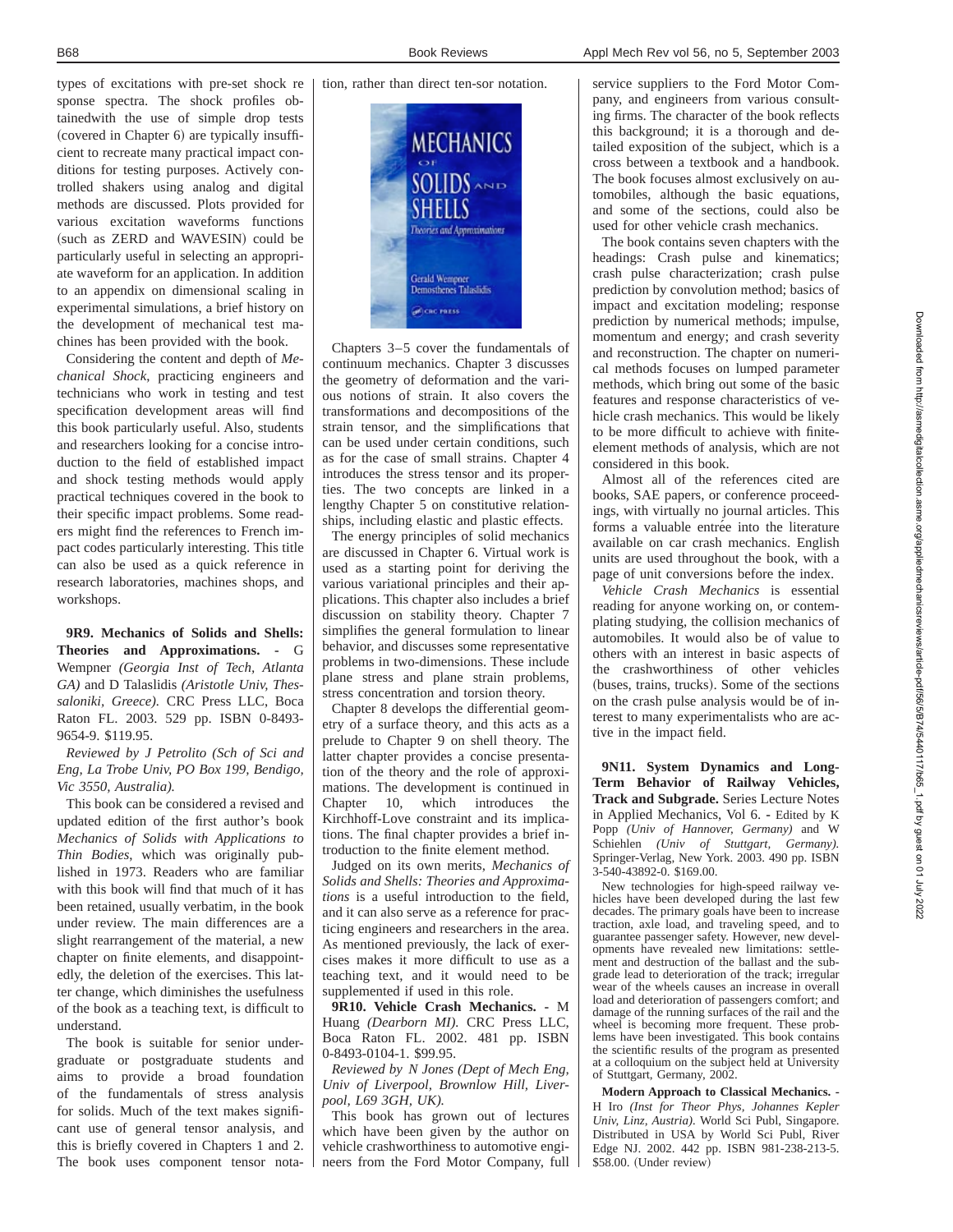types of excitations with pre-set shock response spectra. The shock profiles obtainedwith the use of simple drop tests (covered in Chapter 6) are typically insufficient to recreate many practical impact conditions for testing purposes. Actively controlled shakers using analog and digital methods are discussed. Plots provided for various excitation waveforms functions (such as ZERD and WAVESIN) could be particularly useful in selecting an appropriate waveform for an application. In addition to an appendix on dimensional scaling in experimental simulations, a brief history on the development of mechanical test machines has been provided with the book.

Considering the content and depth of *Mechanical Shock*, practicing engineers and technicians who work in testing and test specification development areas will find this book particularly useful. Also, students and researchers looking for a concise introduction to the field of established impact and shock testing methods would apply practical techniques covered in the book to their specific impact problems. Some readers might find the references to French impact codes particularly interesting. This title can also be used as a quick reference in research laboratories, machines shops, and workshops.

**9R9. Mechanics of Solids and Shells: Theories and Approximations.** - G Wempner *(Georgia Inst of Tech, Atlanta GA)* and D Talaslidis *(Aristotle Univ, Thessaloniki, Greece)*. CRC Press LLC, Boca Raton FL. 2003. 529 pp. ISBN 0-8493-9654-9. $119.95.

*Reviewed by J Petrolito (Sch of Sci and Eng, La Trobe Univ, PO Box 199, Bendigo, Vic 3550, Australia).*

This book can be considered a revised and updated edition of the first author's book *Mechanics of Solids with Applications to Thin Bodies*, which was originally published in 1973. Readers who are familiar with this book will find that much of it has been retained, usually verbatim, in the book under review. The main differences are a slight rearrangement of the material, a new chapter on finite elements, and disappointedly, the deletion of the exercises. This latter change, which diminishes the usefulness of the book as a teaching text, is difficult to understand.

The book is suitable for senior undergraduate or postgraduate students and aims to provide a broad foundation of the fundamentals of stress analysis for solids. Much of the text makes significant use of general tensor analysis, and this is briefly covered in Chapters 1 and 2. The book uses component tensor notation, rather than direct ten-sor notation.

Chapters 3–5 cover the fundamentals of continuum mechanics. Chapter 3 discusses the geometry of deformation and the various notions of strain. It also covers the transformations and decompositions of the strain tensor, and the simplifications that can be used under certain conditions, such as for the case of small strains. Chapter 4 introduces the stress tensor and its properties. The two concepts are linked in a lengthy Chapter 5 on constitutive relationships, including elastic and plastic effects.

The energy principles of solid mechanics are discussed in Chapter 6. Virtual work is used as a starting point for deriving the various variational principles and their applications. This chapter also includes a brief discussion on stability theory. Chapter 7 simplifies the general formulation to linear behavior, and discusses some representative problems in two-dimensions. These include plane stress and plane strain problems, stress concentration and torsion theory.

Chapter 8 develops the differential geometry of a surface theory, and this acts as a prelude to Chapter 9 on shell theory. The latter chapter provides a concise presentation of the theory and the role of approximations. The development is continued in Chapter 10, which introduces the Kirchhoff-Love constraint and its implications. The final chapter provides a brief introduction to the finite element method.

Judged on its own merits, *Mechanics of Solids and Shells: Theories and Approximations* is a useful introduction to the field, and it can also serve as a reference for practicing engineers and researchers in the area. As mentioned previously, the lack of exercises makes it more difficult to use as a teaching text, and it would need to be supplemented if used in this role.

**9R10. Vehicle Crash Mechanics.** - M Huang *(Dearborn MI)*. CRC Press LLC, Boca Raton FL. 2002. 481 pp. ISBN 0-8493-0104-1. $99.95.

*Reviewed by N Jones (Dept of Mech Eng, Univ of Liverpool, Brownlow Hill, Liverpool, L69 3GH, UK).*

This book has grown out of lectures which have been given by the author on vehicle crashworthiness to automotive engineers from the Ford Motor Company, full service suppliers to the Ford Motor Company, and engineers from various consulting firms. The character of the book reflects this background; it is a thorough and detailed exposition of the subject, which is a cross between a textbook and a handbook. The book focuses almost exclusively on automobiles, although the basic equations, and some of the sections, could also be used for other vehicle crash mechanics.

The book contains seven chapters with the headings: Crash pulse and kinematics; crash pulse characterization; crash pulse prediction by convolution method; basics of impact and excitation modeling; response prediction by numerical methods; impulse, momentum and energy; and crash severity and reconstruction. The chapter on numerical methods focuses on lumped parameter methods, which bring out some of the basic features and response characteristics of vehicle crash mechanics. This would be likely to be more difficult to achieve with finite-element methods of analysis, which are not considered in this book.

Almost all of the references cited are books, SAE papers, or conference proceedings, with virtually no journal articles. This forms a valuable entrée into the literature available on car crash mechanics. English units are used throughout the book, with a page of unit conversions before the index.

*Vehicle Crash Mechanics* is essential reading for anyone working on, or contemplating studying, the collision mechanics of automobiles. It would also be of value to others with an interest in basic aspects of the crashworthiness of other vehicles (buses, trains, trucks). Some of the sections on the crash pulse analysis would be of interest to many experimentalists who are active in the impact field.

**9N11. System Dynamics and Long-Term Behavior of Railway Vehicles, Track and Subgrade.** Series Lecture Notes in Applied Mechanics, Vol 6. - Edited by K Popp *(Univ of Hannover, Germany)* and W Schiehlen *(Univ of Stuttgart, Germany)*. Springer-Verlag, New York. 2003. 490 pp. ISBN 3-540-43892-0. $169.00.

New technologies for high-speed railway vehicles have been developed during the last few decades. The primary goals have been to increase traction, axle load, and traveling speed, and to guarantee passenger safety. However, new developments have revealed new limitations: settlement and destruction of the ballast and the subgrade lead to deterioration of the track; irregular wear of the wheels causes an increase in overall load and deterioration of passengers comfort; and damage of the running surfaces of the rail and the wheel is becoming more frequent. These problems have been investigated. This book contains the scientific results of the program as presented at a colloquium on the subject held at University of Stuttgart, Germany, 2002.

**Modern Approach to Classical Mechanics.** - H Iro *(Inst for Theor Phys, Johannes Kepler Univ, Linz, Austria)*. World Sci Publ, Singapore. Distributed in USA by World Sci Publ, River Edge NJ. 2002. 442 pp. ISBN 981-238-213-5. $58.00. (Under review)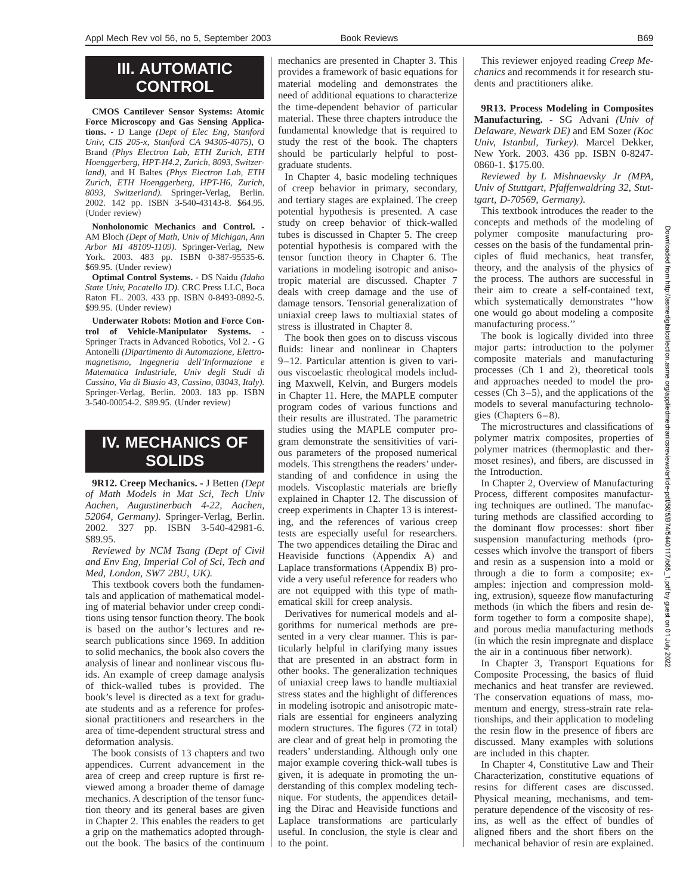# III. AUTOMATIC CONTROL

**CMOS Cantilever Sensor Systems: Atomic Force Microscopy and Gas Sensing Applications.** - D Lange *(Dept of Elec Eng, Stanford Univ, CIS 205-x, Stanford CA 94305-4075)*, O Brand *(Phys Electron Lab, ETH Zurich, ETH Hoenggerberg, HPT-H4.2, Zurich, 8093, Switzerland)*, and H Baltes *(Phys Electron Lab, ETH Zurich, ETH Hoenggerberg, HPT-H6, Zurich, 8093, Switzerland)*. Springer-Verlag, Berlin. 2002. 142 pp. ISBN 3-540-43143-8. $64.95. (Under review)

**Nonholonomic Mechanics and Control.** - AM Bloch *(Dept of Math, Univ of Michigan, Ann Arbor MI 48109-1109)*. Springer-Verlag, New York. 2003. 483 pp. ISBN 0-387-95535-6. $69.95. (Under review)

**Optimal Control Systems.** - DS Naidu *(Idaho State Univ, Pocatello ID)*. CRC Press LLC, Boca Raton FL. 2003. 433 pp. ISBN 0-8493-0892-5. $99.95. (Under review)

**Underwater Robots: Motion and Force Control of Vehicle-Manipulator Systems.** - Springer Tracts in Advanced Robotics, Vol 2. - G Antonelli *(Dipartimento di Automazione, Elettromagnetismo, Ingegneria dell'Informazione e Matematica Industriale, Univ degli Studi di Cassino, Via di Biasio 43, Cassino, 03043, Italy)*. Springer-Verlag, Berlin. 2003. 183 pp. ISBN 3-540-00054-2. $89.95. (Under review)

# IV. MECHANICS OF SOLIDS

**9R12. Creep Mechanics.** - J Betten *(Dept of Math Models in Mat Sci, Tech Univ Aachen, Augustinerbach 4-22, Aachen, 52064, Germany)*. Springer-Verlag, Berlin. 2002. 327 pp. ISBN 3-540-42981-6. $89.95.

*Reviewed by NCM Tsang (Dept of Civil and Env Eng, Imperial Col of Sci, Tech and Med, London, SW7 2BU, UK).*

This textbook covers both the fundamentals and application of mathematical modeling of material behavior under creep conditions using tensor function theory. The book is based on the author's lectures and research publications since 1969. In addition to solid mechanics, the book also covers the analysis of linear and nonlinear viscous fluids. An example of creep damage analysis of thick-walled tubes is provided. The book's level is directed as a text for graduate students and as a reference for professional practitioners and researchers in the area of time-dependent structural stress and deformation analysis.

The book consists of 13 chapters and two appendices. Current advancement in the area of creep and creep rupture is first reviewed among a broader theme of damage mechanics. A description of the tensor function theory and its general bases are given in Chapter 2. This enables the readers to get a grip on the mathematics adopted throughout the book. The basics of the continuum mechanics are presented in Chapter 3. This provides a framework of basic equations for material modeling and demonstrates the need of additional equations to characterize the time-dependent behavior of particular material. These three chapters introduce the fundamental knowledge that is required to study the rest of the book. The chapters should be particularly helpful to postgraduate students.

In Chapter 4, basic modeling techniques of creep behavior in primary, secondary, and tertiary stages are explained. The creep potential hypothesis is presented. A case study on creep behavior of thick-walled tubes is discussed in Chapter 5. The creep potential hypothesis is compared with the tensor function theory in Chapter 6. The variations in modeling isotropic and anisotropic material are discussed. Chapter 7 deals with creep damage and the use of damage tensors. Tensorial generalization of uniaxial creep laws to multiaxial states of stress is illustrated in Chapter 8.

The book then goes on to discuss viscous fluids: linear and nonlinear in Chapters 9–12. Particular attention is given to various viscoelastic rheological models including Maxwell, Kelvin, and Burgers models in Chapter 11. Here, the MAPLE computer program codes of various functions and their results are illustrated. The parametric studies using the MAPLE computer program demonstrate the sensitivities of various parameters of the proposed numerical models. This strengthens the readers' understanding of and confidence in using the models. Viscoplastic materials are briefly explained in Chapter 12. The discussion of creep experiments in Chapter 13 is interesting, and the references of various creep tests are especially useful for researchers. The two appendices detailing the Dirac and Heaviside functions (Appendix A) and Laplace transformations (Appendix B) provide a very useful reference for readers who are not equipped with this type of mathematical skill for creep analysis.

Derivatives for numerical models and algorithms for numerical methods are presented in a very clear manner. This is particularly helpful in clarifying many issues that are presented in an abstract form in other books. The generalization techniques of uniaxial creep laws to handle multiaxial stress states and the highlight of differences in modeling isotropic and anisotropic materials are essential for engineers analyzing modern structures. The figures (72 in total) are clear and of great help in promoting the readers' understanding. Although only one major example covering thick-wall tubes is given, it is adequate in promoting the understanding of this complex modeling technique. For students, the appendices detailing the Dirac and Heaviside functions and Laplace transformations are particularly useful. In conclusion, the style is clear and to the point.

This reviewer enjoyed reading *Creep Mechanics* and recommends it for research students and practitioners alike.

**9R13. Process Modeling in Composites Manufacturing.** - SG Advani *(Univ of Delaware, Newark DE)* and EM Sozer *(Koc Univ, Istanbul, Turkey)*. Marcel Dekker, New York. 2003. 436 pp. ISBN 0-8247-0860-1. $175.00.

*Reviewed by L Mishnaevsky Jr (MPA, Univ of Stuttgart, Pfaffenwaldring 32, Stuttgart, D-70569, Germany).*

This textbook introduces the reader to the concepts and methods of the modeling of polymer composite manufacturing processes on the basis of the fundamental principles of fluid mechanics, heat transfer, theory, and the analysis of the physics of the process. The authors are successful in their aim to create a self-contained text, which systematically demonstrates "how one would go about modeling a composite manufacturing process."

The book is logically divided into three major parts: introduction to the polymer composite materials and manufacturing processes (Ch 1 and 2), theoretical tools and approaches needed to model the processes (Ch 3–5), and the applications of the models to several manufacturing technologies (Chapters 6–8).

The microstructures and classifications of polymer matrix composites, properties of polymer matrices (thermoplastic and thermoset resines), and fibers, are discussed in the Introduction.

In Chapter 2, Overview of Manufacturing Process, different composites manufacturing techniques are outlined. The manufacturing methods are classified according to the dominant flow processes: short fiber suspension manufacturing methods (processes which involve the transport of fibers and resin as a suspension into a mold or through a die to form a composite; examples: injection and compression molding, extrusion), squeeze flow manufacturing methods (in which the fibers and resin deform together to form a composite shape), and porous media manufacturing methods (in which the resin impregnate and displace the air in a continuous fiber network).

In Chapter 3, Transport Equations for Composite Processing, the basics of fluid mechanics and heat transfer are reviewed. The conservation equations of mass, momentum and energy, stress-strain rate relationships, and their application to modeling the resin flow in the presence of fibers are discussed. Many examples with solutions are included in this chapter.

In Chapter 4, Constitutive Law and Their Characterization, constitutive equations of resins for different cases are discussed. Physical meaning, mechanisms, and temperature dependence of the viscosity of resins, as well as the effect of bundles of aligned fibers and the short fibers on the mechanical behavior of resin are explained.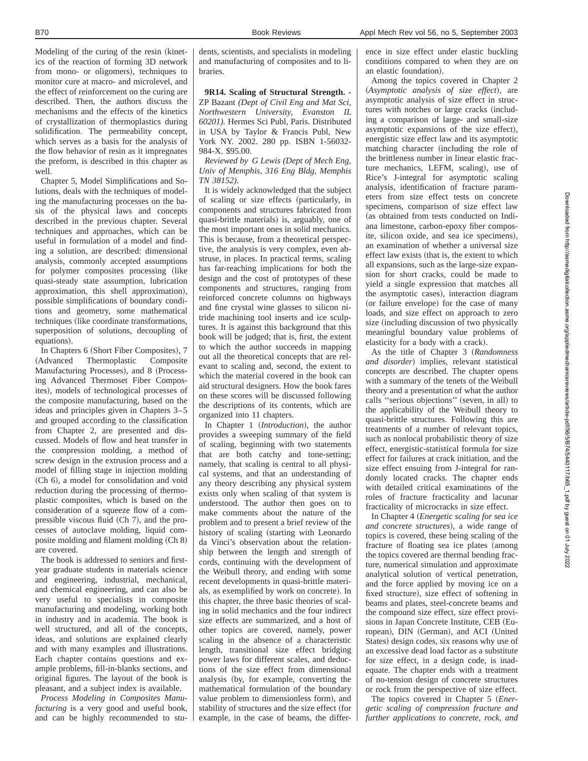Modeling of the curing of the resin (kinetics of the reaction of forming 3D network from mono- or oligomers), techniques to monitor cure at macro- and microlevel, and the effect of reinforcement on the curing are described. Then, the authors discuss the mechanisms and the effects of the kinetics of crystallization of thermoplastics during solidification. The permeability concept, which serves as a basis for the analysis of the flow behavior of resin as it impregnates the preform, is described in this chapter as well.

Chapter 5, Model Simplifications and Solutions, deals with the techniques of modeling the manufacturing processes on the basis of the physical laws and concepts described in the previous chapter. Several techniques and approaches, which can be useful in formulation of a model and finding a solution, are described: dimensional analysis, commonly accepted assumptions for polymer composites processing (like quasi-steady state assumption, lubrication approximation, this shell approximation), possible simplifications of boundary conditions and geometry, some mathematical techniques (like coordinate transformations, superposition of solutions, decoupling of equations).

In Chapters 6 (Short Fiber Composites), 7 (Advanced Thermoplastic Composite Manufacturing Processes), and 8 (Processing Advanced Thermoset Fiber Composites), models of technological processes of the composite manufacturing, based on the ideas and principles given in Chapters 3–5 and grouped according to the classification from Chapter 2, are presented and discussed. Models of flow and heat transfer in the compression molding, a method of screw design in the extrusion process and a model of filling stage in injection molding (Ch 6), a model for consolidation and void reduction during the processing of thermoplastic composites, which is based on the consideration of a squeeze flow of a compressible viscous fluid (Ch 7), and the processes of autoclave molding, liquid composite molding and filament molding (Ch 8) are covered.

The book is addressed to seniors and first-year graduate students in materials science and engineering, industrial, mechanical, and chemical engineering, and can also be very useful to specialists in composite manufacturing and modeling, working both in industry and in academia. The book is well structured, and all of the concepts, ideas, and solutions are explained clearly and with many examples and illustrations. Each chapter contains questions and example problems, fill-in-blanks sections, and original figures. The layout of the book is pleasant, and a subject index is available.

*Process Modeling in Composites Manufacturing* is a very good and useful book, and can be highly recommended to students, scientists, and specialists in modeling and manufacturing of composites and to libraries.

**9R14. Scaling of Structural Strength.** - ZP Bazant *(Dept of Civil Eng and Mat Sci, Northwestern University, Evanston IL 60201).* Hermes Sci Publ, Paris. Distributed in USA by Taylor & Francis Publ, New York NY. 2002. 280 pp. ISBN 1-56032-984-X. $95.00.

*Reviewed by G Lewis (Dept of Mech Eng, Univ of Memphis, 316 Eng Bldg, Memphis TN 38152).*

It is widely acknowledged that the subject of scaling or size effects (particularly, in components and structures fabricated from quasi-brittle materials) is, arguably, one of the most important ones in solid mechanics. This is because, from a theoretical perspective, the analysis is very complex, even abstruse, in places. In practical terms, scaling has far-reaching implications for both the design and the cost of prototypes of these components and structures, ranging from reinforced concrete columns on highways and fine crystal wine glasses to silicon nitride machining tool inserts and ice sculptures. It is against this background that this book will be judged; that is, first, the extent to which the author succeeds in mapping out all the theoretical concepts that are relevant to scaling and, second, the extent to which the material covered in the book can aid structural designers. How the book fares on these scores will be discussed following the descriptions of its contents, which are organized into 11 chapters.

In Chapter 1 (*Introduction*), the author provides a sweeping summary of the field of scaling, beginning with two statements that are both catchy and tone-setting; namely, that scaling is central to all physical systems, and that an understanding of any theory describing any physical system exists only when scaling of that system is understood. The author then goes on to make comments about the nature of the problem and to present a brief review of the history of scaling (starting with Leonardo da Vinci's observation about the relationship between the length and strength of cords, continuing with the development of the Weibull theory, and ending with some recent developments in quasi-brittle materials, as exemplified by work on concrete). In this chapter, the three basic theories of scaling in solid mechanics and the four indirect size effects are summarized, and a host of other topics are covered, namely, power scaling in the absence of a characteristic length, transitional size effect bridging power laws for different scales, and deductions of the size effect from dimensional analysis (by, for example, converting the mathematical formulation of the boundary value problem to dimensionless form), and stability of structures and the size effect (for example, in the case of beams, the difference in size effect under elastic buckling conditions compared to when they are on an elastic foundation).

Among the topics covered in Chapter 2 (*Asymptotic analysis of size effect*), are asymptotic analysis of size effect in structures with notches or large cracks (including a comparison of large- and small-size asymptotic expansions of the size effect), energistic size effect law and its asymptotic matching character (including the role of the brittleness number in linear elastic fracture mechanics, LEFM, scaling), use of Rice's J-integral for asymptotic scaling analysis, identification of fracture parameters from size effect tests on concrete specimens, comparison of size effect law (as obtained from tests conducted on Indiana limestone, carbon-epoxy fiber composite, silicon oxide, and sea ice specimens), an examination of whether a universal size effect law exists (that is, the extent to which all expansions, such as the large-size expansion for short cracks, could be made to yield a single expression that matches all the asymptotic cases), interaction diagram (or failure envelope) for the case of many loads, and size effect on approach to zero size (including discussion of two physically meaningful boundary value problems of elasticity for a body with a crack).

As the title of Chapter 3 (*Randomness and disorder*) implies, relevant statistical concepts are described. The chapter opens with a summary of the tenets of the Weibull theory and a presentation of what the author calls ''serious objections'' (seven, in all) to the applicability of the Weibull theory to quasi-brittle structures. Following this are treatments of a number of relevant topics, such as nonlocal probabilistic theory of size effect, energistic-statistical formula for size effect for failures at crack initiation, and the size effect ensuing from J-integral for randomly located cracks. The chapter ends with detailed critical examinations of the roles of fracture fracticality and lacunar fracticality of microcracks in size effect.

In Chapter 4 (*Energetic scaling for sea ice and concrete structures*), a wide range of topics is covered, these being scaling of the fracture of floating sea ice plates (among the topics covered are thermal bending fracture, numerical simulation and approximate analytical solution of vertical penetration, and the force applied by moving ice on a fixed structure), size effect of softening in beams and plates, steel-concrete beams and the compound size effect, size effect provisions in Japan Concrete Institute, CEB (European), DIN (German), and ACI (United States) design codes, six reasons why use of an excessive dead load factor as a substitute for size effect, in a design code, is inadequate. The chapter ends with a treatment of no-tension design of concrete structures or rock from the perspective of size effect.

The topics covered in Chapter 5 (*Energetic scaling of compression fracture and further applications to concrete, rock, and*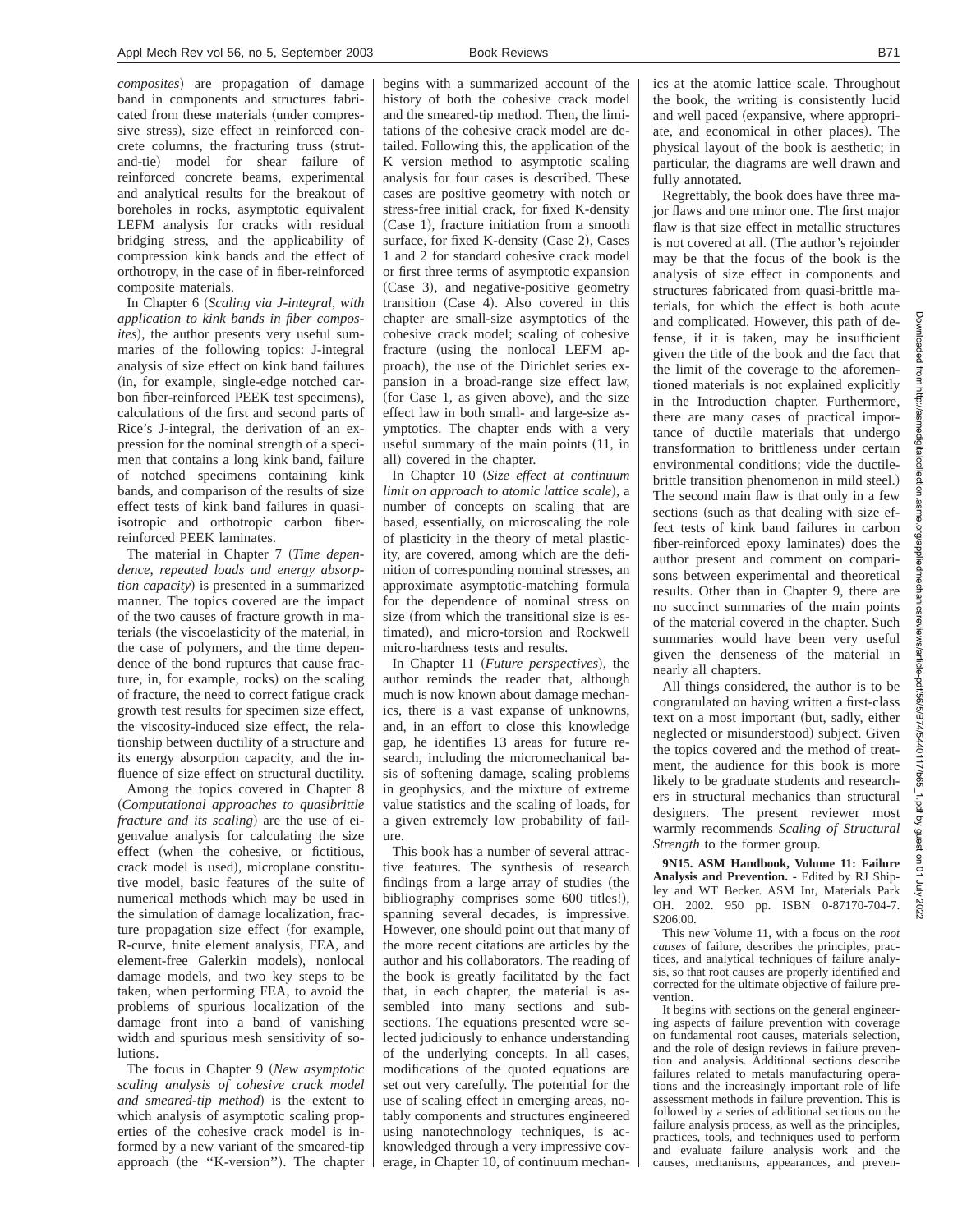*composites*) are propagation of damage band in components and structures fabricated from these materials (under compressive stress), size effect in reinforced concrete columns, the fracturing truss (strut-and-tie) model for shear failure of reinforced concrete beams, experimental and analytical results for the breakout of boreholes in rocks, asymptotic equivalent LEFM analysis for cracks with residual bridging stress, and the applicability of compression kink bands and the effect of orthotropy, in the case of in fiber-reinforced composite materials.

In Chapter 6 (*Scaling via J-integral, with application to kink bands in fiber composites*), the author presents very useful summaries of the following topics: J-integral analysis of size effect on kink band failures (in, for example, single-edge notched carbon fiber-reinforced PEEK test specimens), calculations of the first and second parts of Rice's J-integral, the derivation of an expression for the nominal strength of a specimen that contains a long kink band, failure of notched specimens containing kink bands, and comparison of the results of size effect tests of kink band failures in quasi-isotropic and orthotropic carbon fiber-reinforced PEEK laminates.

The material in Chapter 7 (*Time dependence, repeated loads and energy absorption capacity*) is presented in a summarized manner. The topics covered are the impact of the two causes of fracture growth in materials (the viscoelasticity of the material, in the case of polymers, and the time dependence of the bond ruptures that cause fracture, in, for example, rocks) on the scaling of fracture, the need to correct fatigue crack growth test results for specimen size effect, the viscosity-induced size effect, the relationship between ductility of a structure and its energy absorption capacity, and the influence of size effect on structural ductility.

Among the topics covered in Chapter 8 (*Computational approaches to quasibrittle fracture and its scaling*) are the use of eigenvalue analysis for calculating the size effect (when the cohesive, or fictitious, crack model is used), microplane constitutive model, basic features of the suite of numerical methods which may be used in the simulation of damage localization, fracture propagation size effect (for example, R-curve, finite element analysis, FEA, and element-free Galerkin models), nonlocal damage models, and two key steps to be taken, when performing FEA, to avoid the problems of spurious localization of the damage front into a band of vanishing width and spurious mesh sensitivity of solutions.

The focus in Chapter 9 (*New asymptotic scaling analysis of cohesive crack model and smeared-tip method*) is the extent to which analysis of asymptotic scaling properties of the cohesive crack model is informed by a new variant of the smeared-tip approach (the "K-version"). The chapter begins with a summarized account of the history of both the cohesive crack model and the smeared-tip method. Then, the limitations of the cohesive crack model are detailed. Following this, the application of the K version method to asymptotic scaling analysis for four cases is described. These cases are positive geometry with notch or stress-free initial crack, for fixed K-density (Case 1), fracture initiation from a smooth surface, for fixed K-density (Case 2), Cases 1 and 2 for standard cohesive crack model or first three terms of asymptotic expansion (Case 3), and negative-positive geometry transition (Case 4). Also covered in this chapter are small-size asymptotics of the cohesive crack model; scaling of cohesive fracture (using the nonlocal LEFM approach), the use of the Dirichlet series expansion in a broad-range size effect law, (for Case 1, as given above), and the size effect law in both small- and large-size asymptotics. The chapter ends with a very useful summary of the main points (11, in all) covered in the chapter.

In Chapter 10 (*Size effect at continuum limit on approach to atomic lattice scale*), a number of concepts on scaling that are based, essentially, on microscaling the role of plasticity in the theory of metal plasticity, are covered, among which are the definition of corresponding nominal stresses, an approximate asymptotic-matching formula for the dependence of nominal stress on size (from which the transitional size is estimated), and micro-torsion and Rockwell micro-hardness tests and results.

In Chapter 11 (*Future perspectives*), the author reminds the reader that, although much is now known about damage mechanics, there is a vast expanse of unknowns, and, in an effort to close this knowledge gap, he identifies 13 areas for future research, including the micromechanical basis of softening damage, scaling problems in geophysics, and the mixture of extreme value statistics and the scaling of loads, for a given extremely low probability of failure.

This book has a number of several attractive features. The synthesis of research findings from a large array of studies (the bibliography comprises some 600 titles!), spanning several decades, is impressive. However, one should point out that many of the more recent citations are articles by the author and his collaborators. The reading of the book is greatly facilitated by the fact that, in each chapter, the material is assembled into many sections and subsections. The equations presented were selected judiciously to enhance understanding of the underlying concepts. In all cases, modifications of the quoted equations are set out very carefully. The potential for the use of scaling effect in emerging areas, notably components and structures engineered using nanotechnology techniques, is acknowledged through a very impressive coverage, in Chapter 10, of continuum mechanics at the atomic lattice scale. Throughout the book, the writing is consistently lucid and well paced (expansive, where appropriate, and economical in other places). The physical layout of the book is aesthetic; in particular, the diagrams are well drawn and fully annotated.

Regrettably, the book does have three major flaws and one minor one. The first major flaw is that size effect in metallic structures is not covered at all. (The author's rejoinder may be that the focus of the book is the analysis of size effect in components and structures fabricated from quasi-brittle materials, for which the effect is both acute and complicated. However, this path of defense, if it is taken, may be insufficient given the title of the book and the fact that the limit of the coverage to the aforementioned materials is not explained explicitly in the Introduction chapter. Furthermore, there are many cases of practical importance of ductile materials that undergo transformation to brittleness under certain environmental conditions; vide the ductile-brittle transition phenomenon in mild steel.) The second main flaw is that only in a few sections (such as that dealing with size effect tests of kink band failures in carbon fiber-reinforced epoxy laminates) does the author present and comment on comparisons between experimental and theoretical results. Other than in Chapter 9, there are no succinct summaries of the main points of the material covered in the chapter. Such summaries would have been very useful given the denseness of the material in nearly all chapters.

All things considered, the author is to be congratulated on having written a first-class text on a most important (but, sadly, either neglected or misunderstood) subject. Given the topics covered and the method of treatment, the audience for this book is more likely to be graduate students and researchers in structural mechanics than structural designers. The present reviewer most warmly recommends *Scaling of Structural Strength* to the former group.

**9N15. ASM Handbook, Volume 11: Failure Analysis and Prevention.** - Edited by RJ Shipley and WT Becker. ASM Int, Materials Park OH. 2002. 950 pp. ISBN 0-87170-704-7. $206.00.

This new Volume 11, with a focus on the *root causes* of failure, describes the principles, practices, and analytical techniques of failure analysis, so that root causes are properly identified and corrected for the ultimate objective of failure prevention.

It begins with sections on the general engineering aspects of failure prevention with coverage on fundamental root causes, materials selection, and the role of design reviews in failure prevention and analysis. Additional sections describe failures related to metals manufacturing operations and the increasingly important role of life assessment methods in failure prevention. This is followed by a series of additional sections on the failure analysis process, as well as the principles, practices, tools, and techniques used to perform and evaluate failure analysis work and the causes, mechanisms, appearances, and preven-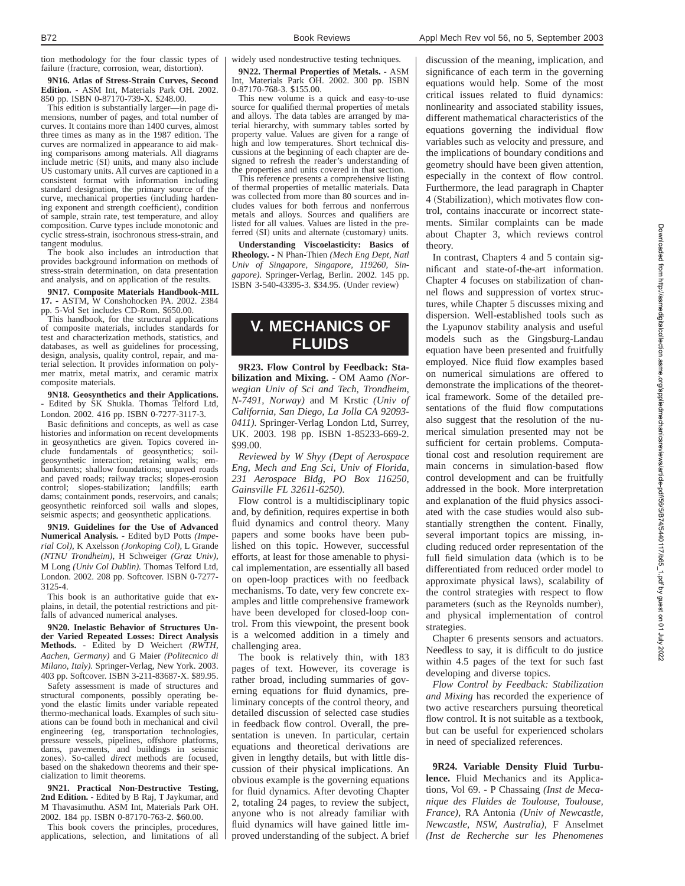tion methodology for the four classic types of failure (fracture, corrosion, wear, distortion).

**9N16. Atlas of Stress-Strain Curves, Second Edition.** - ASM Int, Materials Park OH. 2002. 850 pp. ISBN 0-87170-739-X. $248.00.

This edition is substantially larger—in page dimensions, number of pages, and total number of curves. It contains more than 1400 curves, almost three times as many as in the 1987 edition. The curves are normalized in appearance to aid making comparisons among materials. All diagrams include metric (SI) units, and many also include US customary units. All curves are captioned in a consistent format with information including standard designation, the primary source of the curve, mechanical properties (including hardening exponent and strength coefficient), condition of sample, strain rate, test temperature, and alloy composition. Curve types include monotonic and cyclic stress-strain, isochronous stress-strain, and tangent modulus.

The book also includes an introduction that provides background information on methods of stress-strain determination, on data presentation and analysis, and on application of the results.

**9N17. Composite Materials Handbook-MIL 17.** - ASTM, W Conshohocken PA. 2002. 2384 pp. 5-Vol Set includes CD-Rom. $650.00.

This handbook, for the structural applications of composite materials, includes standards for test and characterization methods, statistics, and databases, as well as guidelines for processing, design, analysis, quality control, repair, and material selection. It provides information on polymer matrix, metal matrix, and ceramic matrix composite materials.

**9N18. Geosynthetics and their Applications.** - Edited by SK Shukla. Thomas Telford Ltd, London. 2002. 416 pp. ISBN 0-7277-3117-3.

Basic definitions and concepts, as well as case histories and information on recent developments in geosynthetics are given. Topics covered include fundamentals of geosynthetics; soil-geosynthetic interaction; retaining walls; embankments; shallow foundations; unpaved roads and paved roads; railway tracks; slopes-erosion control; slopes-stabilization; landfills; earth dams; containment ponds, reservoirs, and canals; geosynthetic reinforced soil walls and slopes, seismic aspects; and geosynthetic applications.

**9N19. Guidelines for the Use of Advanced Numerical Analysis.** - Edited byD Potts *(Imperial Col)*, K Axelsson *(Jonkoping Col)*, L Grande *(NTNU Trondheim)*, H Schweiger *(Graz Univ)*, M Long *(Univ Col Dublin)*. Thomas Telford Ltd, London. 2002. 208 pp. Softcover. ISBN 0-7277-3125-4.

This book is an authoritative guide that explains, in detail, the potential restrictions and pitfalls of advanced numerical analyses.

**9N20. Inelastic Behavior of Structures Under Varied Repeated Losses: Direct Analysis Methods.** - Edited by D Weichert *(RWTH, Aachen, Germany)* and G Maier *(Politecnico di Milano, Italy)*. Springer-Verlag, New York. 2003. 403 pp. Softcover. ISBN 3-211-83687-X. $89.95.

Safety assessment is made of structures and structural components, possibly operating beyond the elastic limits under variable repeated thermo-mechanical loads. Examples of such situations can be found both in mechanical and civil engineering (eg, transportation technologies, pressure vessels, pipelines, offshore platforms, dams, pavements, and buildings in seismic zones). So-called *direct* methods are focused, based on the shakedown theorems and their specialization to limit theorems.

**9N21. Practical Non-Destructive Testing, 2nd Edition.** - Edited by B Raj, T Jaykumar, and M Thavasimuthu. ASM Int, Materials Park OH. 2002. 184 pp. ISBN 0-87170-763-2. $60.00.

This book covers the principles, procedures, applications, selection, and limitations of all widely used nondestructive testing techniques.

**9N22. Thermal Properties of Metals.** - ASM Int, Materials Park OH. 2002. 300 pp. ISBN 0-87170-768-3. $155.00.

This new volume is a quick and easy-to-use source for qualified thermal properties of metals and alloys. The data tables are arranged by material hierarchy, with summary tables sorted by property value. Values are given for a range of high and low temperatures. Short technical discussions at the beginning of each chapter are designed to refresh the reader's understanding of the properties and units covered in that section.

This reference presents a comprehensive listing of thermal properties of metallic materials. Data was collected from more than 80 sources and includes values for both ferrous and nonferrous metals and alloys. Sources and qualifiers are listed for all values. Values are listed in the preferred (SI) units and alternate (customary) units.

**Understanding Viscoelasticity: Basics of Rheology.** - N Phan-Thien *(Mech Eng Dept, Natl Univ of Singapore, Singapore, 119260, Singapore)*. Springer-Verlag, Berlin. 2002. 145 pp. ISBN 3-540-43395-3. $34.95. (Under review)

# V. MECHANICS OF FLUIDS

**9R23. Flow Control by Feedback: Stabilization and Mixing.** - OM Aamo *(Norwegian Univ of Sci and Tech, Trondheim, N-7491, Norway)* and M Krstic *(Univ of California, San Diego, La Jolla CA 92093-0411)*. Springer-Verlag London Ltd, Surrey, UK. 2003. 198 pp. ISBN 1-85233-669-2. $99.00.

*Reviewed by W Shyy (Dept of Aerospace Eng, Mech and Eng Sci, Univ of Florida, 231 Aerospace Bldg, PO Box 116250, Gainsville FL 32611-6250).*

Flow control is a multidisciplinary topic and, by definition, requires expertise in both fluid dynamics and control theory. Many papers and some books have been published on this topic. However, successful efforts, at least for those amenable to physical implementation, are essentially all based on open-loop practices with no feedback mechanisms. To date, very few concrete examples and little comprehensive framework have been developed for closed-loop control. From this viewpoint, the present book is a welcomed addition in a timely and challenging area.

The book is relatively thin, with 183 pages of text. However, its coverage is rather broad, including summaries of governing equations for fluid dynamics, preliminary concepts of the control theory, and detailed discussion of selected case studies in feedback flow control. Overall, the presentation is uneven. In particular, certain equations and theoretical derivations are given in lengthy details, but with little discussion of their physical implications. An obvious example is the governing equations for fluid dynamics. After devoting Chapter 2, totaling 24 pages, to review the subject, anyone who is not already familiar with fluid dynamics will have gained little improved understanding of the subject. A brief discussion of the meaning, implication, and significance of each term in the governing equations would help. Some of the most critical issues related to fluid dynamics: nonlinearity and associated stability issues, different mathematical characteristics of the equations governing the individual flow variables such as velocity and pressure, and the implications of boundary conditions and geometry should have been given attention, especially in the context of flow control. Furthermore, the lead paragraph in Chapter 4 (Stabilization), which motivates flow control, contains inaccurate or incorrect statements. Similar complaints can be made about Chapter 3, which reviews control theory.

In contrast, Chapters 4 and 5 contain significant and state-of-the-art information. Chapter 4 focuses on stabilization of channel flows and suppression of vortex structures, while Chapter 5 discusses mixing and dispersion. Well-established tools such as the Lyapunov stability analysis and useful models such as the Gingsburg-Landau equation have been presented and fruitfully employed. Nice fluid flow examples based on numerical simulations are offered to demonstrate the implications of the theoretical framework. Some of the detailed presentations of the fluid flow computations also suggest that the resolution of the numerical simulation presented may not be sufficient for certain problems. Computational cost and resolution requirement are main concerns in simulation-based flow control development and can be fruitfully addressed in the book. More interpretation and explanation of the fluid physics associated with the case studies would also substantially strengthen the content. Finally, several important topics are missing, including reduced order representation of the full field simulation data (which is to be differentiated from reduced order model to approximate physical laws), scalability of the control strategies with respect to flow parameters (such as the Reynolds number), and physical implementation of control strategies.

Chapter 6 presents sensors and actuators. Needless to say, it is difficult to do justice within 4.5 pages of the text for such fast developing and diverse topics.

*Flow Control by Feedback: Stabilization and Mixing* has recorded the experience of two active researchers pursuing theoretical flow control. It is not suitable as a textbook, but can be useful for experienced scholars in need of specialized references.

**9R24. Variable Density Fluid Turbulence.** Fluid Mechanics and its Applications, Vol 69. - P Chassaing *(Inst de Mecanique des Fluides de Toulouse, Toulouse, France)*, RA Antonia *(Univ of Newcastle, Newcastle, NSW, Australia)*, F Anselmet *(Inst de Recherche sur les Phenomenes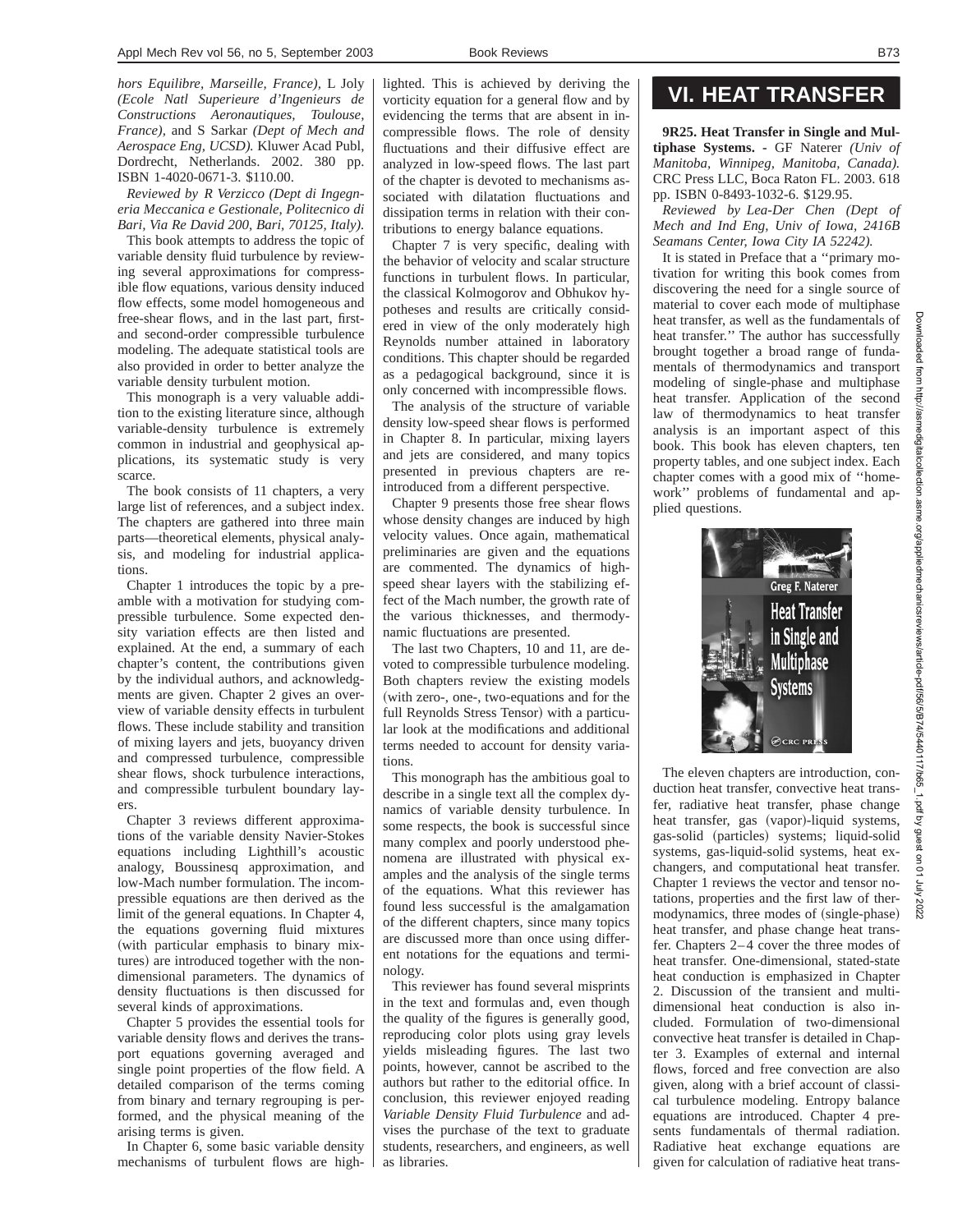*hors Equilibre, Marseille, France),* L Joly *(Ecole Natl Superieure d'Ingenieurs de Constructions Aeronautiques, Toulouse, France),* and S Sarkar *(Dept of Mech and Aerospace Eng, UCSD).* Kluwer Acad Publ, Dordrecht, Netherlands. 2002. 380 pp. ISBN 1-4020-0671-3. $110.00.

*Reviewed by R Verzicco (Dept di Ingegneria Meccanica e Gestionale, Politecnico di Bari, Via Re David 200, Bari, 70125, Italy).*

This book attempts to address the topic of variable density fluid turbulence by reviewing several approximations for compressible flow equations, various density induced flow effects, some model homogeneous and free-shear flows, and in the last part, first- and second-order compressible turbulence modeling. The adequate statistical tools are also provided in order to better analyze the variable density turbulent motion.

This monograph is a very valuable addition to the existing literature since, although variable-density turbulence is extremely common in industrial and geophysical applications, its systematic study is very scarce.

The book consists of 11 chapters, a very large list of references, and a subject index. The chapters are gathered into three main parts—theoretical elements, physical analysis, and modeling for industrial applications.

Chapter 1 introduces the topic by a preamble with a motivation for studying compressible turbulence. Some expected density variation effects are then listed and explained. At the end, a summary of each chapter's content, the contributions given by the individual authors, and acknowledgments are given. Chapter 2 gives an overview of variable density effects in turbulent flows. These include stability and transition of mixing layers and jets, buoyancy driven and compressed turbulence, compressible shear flows, shock turbulence interactions, and compressible turbulent boundary layers.

Chapter 3 reviews different approximations of the variable density Navier-Stokes equations including Lighthill's acoustic analogy, Boussinesq approximation, and low-Mach number formulation. The incompressible equations are then derived as the limit of the general equations. In Chapter 4, the equations governing fluid mixtures (with particular emphasis to binary mixtures) are introduced together with the non-dimensional parameters. The dynamics of density fluctuations is then discussed for several kinds of approximations.

Chapter 5 provides the essential tools for variable density flows and derives the transport equations governing averaged and single point properties of the flow field. A detailed comparison of the terms coming from binary and ternary regrouping is performed, and the physical meaning of the arising terms is given.

In Chapter 6, some basic variable density mechanisms of turbulent flows are highlighted. This is achieved by deriving the vorticity equation for a general flow and by evidencing the terms that are absent in incompressible flows. The role of density fluctuations and their diffusive effect are analyzed in low-speed flows. The last part of the chapter is devoted to mechanisms associated with dilatation fluctuations and dissipation terms in relation with their contributions to energy balance equations.

Chapter 7 is very specific, dealing with the behavior of velocity and scalar structure functions in turbulent flows. In particular, the classical Kolmogorov and Obhukov hypotheses and results are critically considered in view of the only moderately high Reynolds number attained in laboratory conditions. This chapter should be regarded as a pedagogical background, since it is only concerned with incompressible flows.

The analysis of the structure of variable density low-speed shear flows is performed in Chapter 8. In particular, mixing layers and jets are considered, and many topics presented in previous chapters are reintroduced from a different perspective.

Chapter 9 presents those free shear flows whose density changes are induced by high velocity values. Once again, mathematical preliminaries are given and the equations are commented. The dynamics of high-speed shear layers with the stabilizing effect of the Mach number, the growth rate of the various thicknesses, and thermodynamic fluctuations are presented.

The last two Chapters, 10 and 11, are devoted to compressible turbulence modeling. Both chapters review the existing models (with zero-, one-, two-equations and for the full Reynolds Stress Tensor) with a particular look at the modifications and additional terms needed to account for density variations.

This monograph has the ambitious goal to describe in a single text all the complex dynamics of variable density turbulence. In some respects, the book is successful since many complex and poorly understood phenomena are illustrated with physical examples and the analysis of the single terms of the equations. What this reviewer has found less successful is the amalgamation of the different chapters, since many topics are discussed more than once using different notations for the equations and terminology.

This reviewer has found several misprints in the text and formulas and, even though the quality of the figures is generally good, reproducing color plots using gray levels yields misleading figures. The last two points, however, cannot be ascribed to the authors but rather to the editorial office. In conclusion, this reviewer enjoyed reading *Variable Density Fluid Turbulence* and advises the purchase of the text to graduate students, researchers, and engineers, as well as libraries.

# VI. HEAT TRANSFER

**9R25. Heat Transfer in Single and Multiphase Systems. -** GF Naterer *(Univ of Manitoba, Winnipeg, Manitoba, Canada).* CRC Press LLC, Boca Raton FL. 2003. 618 pp. ISBN 0-8493-1032-6. $129.95.

*Reviewed by Lea-Der Chen (Dept of Mech and Ind Eng, Univ of Iowa, 2416B Seamans Center, Iowa City IA 52242).*

It is stated in Preface that a ''primary motivation for writing this book comes from discovering the need for a single source of material to cover each mode of multiphase heat transfer, as well as the fundamentals of heat transfer.'' The author has successfully brought together a broad range of fundamentals of thermodynamics and transport modeling of single-phase and multiphase heat transfer. Application of the second law of thermodynamics to heat transfer analysis is an important aspect of this book. This book has eleven chapters, ten property tables, and one subject index. Each chapter comes with a good mix of ''homework'' problems of fundamental and applied questions.

The eleven chapters are introduction, conduction heat transfer, convective heat transfer, radiative heat transfer, phase change heat transfer, gas (vapor)-liquid systems, gas-solid (particles) systems; liquid-solid systems, gas-liquid-solid systems, heat exchangers, and computational heat transfer. Chapter 1 reviews the vector and tensor notations, properties and the first law of thermodynamics, three modes of (single-phase) heat transfer, and phase change heat transfer. Chapters 2–4 cover the three modes of heat transfer. One-dimensional, stated-state heat conduction is emphasized in Chapter 2. Discussion of the transient and multi-dimensional heat conduction is also included. Formulation of two-dimensional convective heat transfer is detailed in Chapter 3. Examples of external and internal flows, forced and free convection are also given, along with a brief account of classical turbulence modeling. Entropy balance equations are introduced. Chapter 4 presents fundamentals of thermal radiation. Radiative heat exchange equations are given for calculation of radiative heat trans-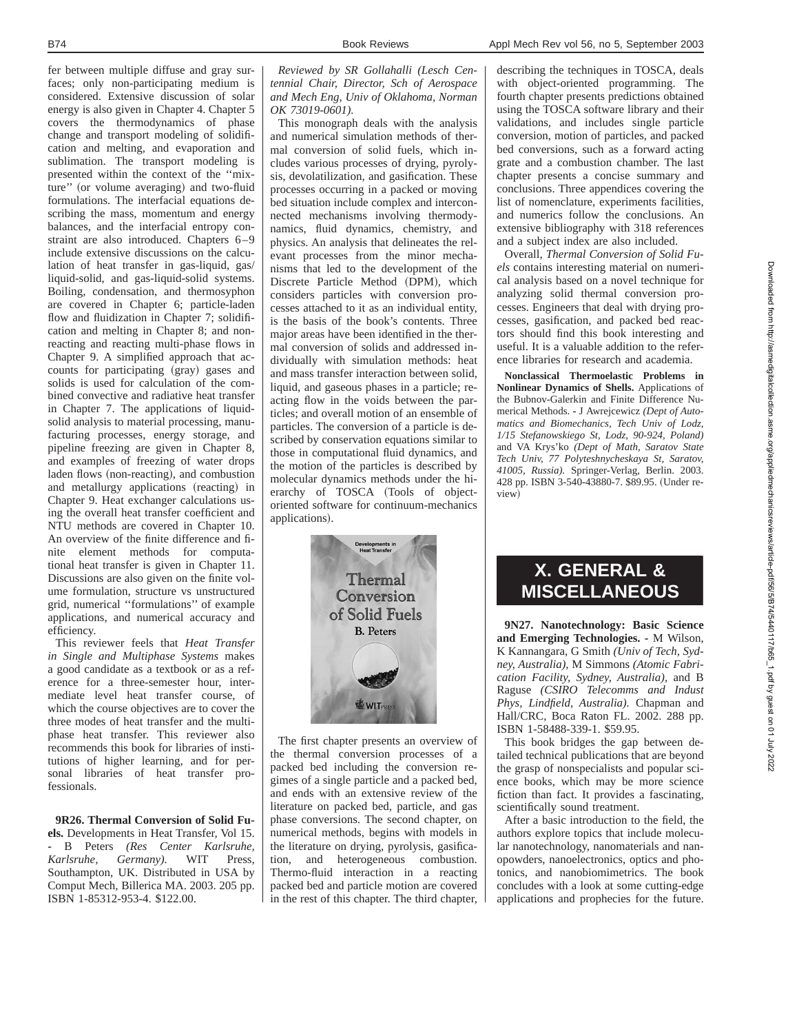fer between multiple diffuse and gray surfaces; only non-participating medium is considered. Extensive discussion of solar energy is also given in Chapter 4. Chapter 5 covers the thermodynamics of phase change and transport modeling of solidification and melting, and evaporation and sublimation. The transport modeling is presented within the context of the "mixture" (or volume averaging) and two-fluid formulations. The interfacial equations describing the mass, momentum and energy balances, and the interfacial entropy constraint are also introduced. Chapters 6–9 include extensive discussions on the calculation of heat transfer in gas-liquid, gas/liquid-solid, and gas-liquid-solid systems. Boiling, condensation, and thermosyphon are covered in Chapter 6; particle-laden flow and fluidization in Chapter 7; solidification and melting in Chapter 8; and nonreacting and reacting multi-phase flows in Chapter 9. A simplified approach that accounts for participating (gray) gases and solids is used for calculation of the combined convective and radiative heat transfer in Chapter 7. The applications of liquid-solid analysis to material processing, manufacturing processes, energy storage, and pipeline freezing are given in Chapter 8, and examples of freezing of water drops laden flows (non-reacting), and combustion and metallurgy applications (reacting) in Chapter 9. Heat exchanger calculations using the overall heat transfer coefficient and NTU methods are covered in Chapter 10. An overview of the finite difference and finite element methods for computational heat transfer is given in Chapter 11. Discussions are also given on the finite volume formulation, structure vs unstructured grid, numerical "formulations" of example applications, and numerical accuracy and efficiency.

This reviewer feels that *Heat Transfer in Single and Multiphase Systems* makes a good candidate as a textbook or as a reference for a three-semester hour, intermediate level heat transfer course, of which the course objectives are to cover the three modes of heat transfer and the multiphase heat transfer. This reviewer also recommends this book for libraries of institutions of higher learning, and for personal libraries of heat transfer professionals.

**9R26. Thermal Conversion of Solid Fuels.** Developments in Heat Transfer, Vol 15. - B Peters *(Res Center Karlsruhe, Karlsruhe, Germany).* WIT Press, Southampton, UK. Distributed in USA by Comput Mech, Billerica MA. 2003. 205 pp. ISBN 1-85312-953-4. $122.00.

*Reviewed by SR Gollahalli (Lesch Centennial Chair, Director, Sch of Aerospace and Mech Eng, Univ of Oklahoma, Norman OK 73019-0601).*

This monograph deals with the analysis and numerical simulation methods of thermal conversion of solid fuels, which includes various processes of drying, pyrolysis, devolatilization, and gasification. These processes occurring in a packed or moving bed situation include complex and interconnected mechanisms involving thermodynamics, fluid dynamics, chemistry, and physics. An analysis that delineates the relevant processes from the minor mechanisms that led to the development of the Discrete Particle Method (DPM), which considers particles with conversion processes attached to it as an individual entity, is the basis of the book's contents. Three major areas have been identified in the thermal conversion of solids and addressed individually with simulation methods: heat and mass transfer interaction between solid, liquid, and gaseous phases in a particle; reacting flow in the voids between the particles; and overall motion of an ensemble of particles. The conversion of a particle is described by conservation equations similar to those in computational fluid dynamics, and the motion of the particles is described by molecular dynamics methods under the hierarchy of TOSCA (Tools of object-oriented software for continuum-mechanics applications).

The first chapter presents an overview of the thermal conversion processes of a packed bed including the conversion regimes of a single particle and a packed bed, and ends with an extensive review of the literature on packed bed, particle, and gas phase conversions. The second chapter, on numerical methods, begins with models in the literature on drying, pyrolysis, gasification, and heterogeneous combustion. Thermo-fluid interaction in a reacting packed bed and particle motion are covered in the rest of this chapter. The third chapter, describing the techniques in TOSCA, deals with object-oriented programming. The fourth chapter presents predictions obtained using the TOSCA software library and their validations, and includes single particle conversion, motion of particles, and packed bed conversions, such as a forward acting grate and a combustion chamber. The last chapter presents a concise summary and conclusions. Three appendices covering the list of nomenclature, experiments facilities, and numerics follow the conclusions. An extensive bibliography with 318 references and a subject index are also included.

Overall, *Thermal Conversion of Solid Fuels* contains interesting material on numerical analysis based on a novel technique for analyzing solid thermal conversion processes. Engineers that deal with drying processes, gasification, and packed bed reactors should find this book interesting and useful. It is a valuable addition to the reference libraries for research and academia.

**Nonclassical Thermoelastic Problems in Nonlinear Dynamics of Shells.** Applications of the Bubnov-Galerkin and Finite Difference Numerical Methods. - J Awrejcewicz *(Dept of Automatics and Biomechanics, Tech Univ of Lodz, 1/15 Stefanowskiego St, Lodz, 90-924, Poland)* and VA Krys'ko *(Dept of Math, Saratov State Tech Univ, 77 Polyteshnycheskaya St, Saratov, 41005, Russia).* Springer-Verlag, Berlin. 2003. 428 pp. ISBN 3-540-43880-7. $89.95. (Under review)

## X. GENERAL & MISCELLANEOUS

**9N27. Nanotechnology: Basic Science and Emerging Technologies.** - M Wilson, K Kannangara, G Smith *(Univ of Tech, Sydney, Australia),* M Simmons *(Atomic Fabrication Facility, Sydney, Australia),* and B Raguse *(CSIRO Telecomms and Indust Phys, Lindfield, Australia).* Chapman and Hall/CRC, Boca Raton FL. 2002. 288 pp. ISBN 1-58488-339-1. $59.95.

This book bridges the gap between detailed technical publications that are beyond the grasp of nonspecialists and popular science books, which may be more science fiction than fact. It provides a fascinating, scientifically sound treatment.

After a basic introduction to the field, the authors explore topics that include molecular nanotechnology, nanomaterials and nanopowders, nanoelectronics, optics and photonics, and nanobiomimetrics. The book concludes with a look at some cutting-edge applications and prophecies for the future.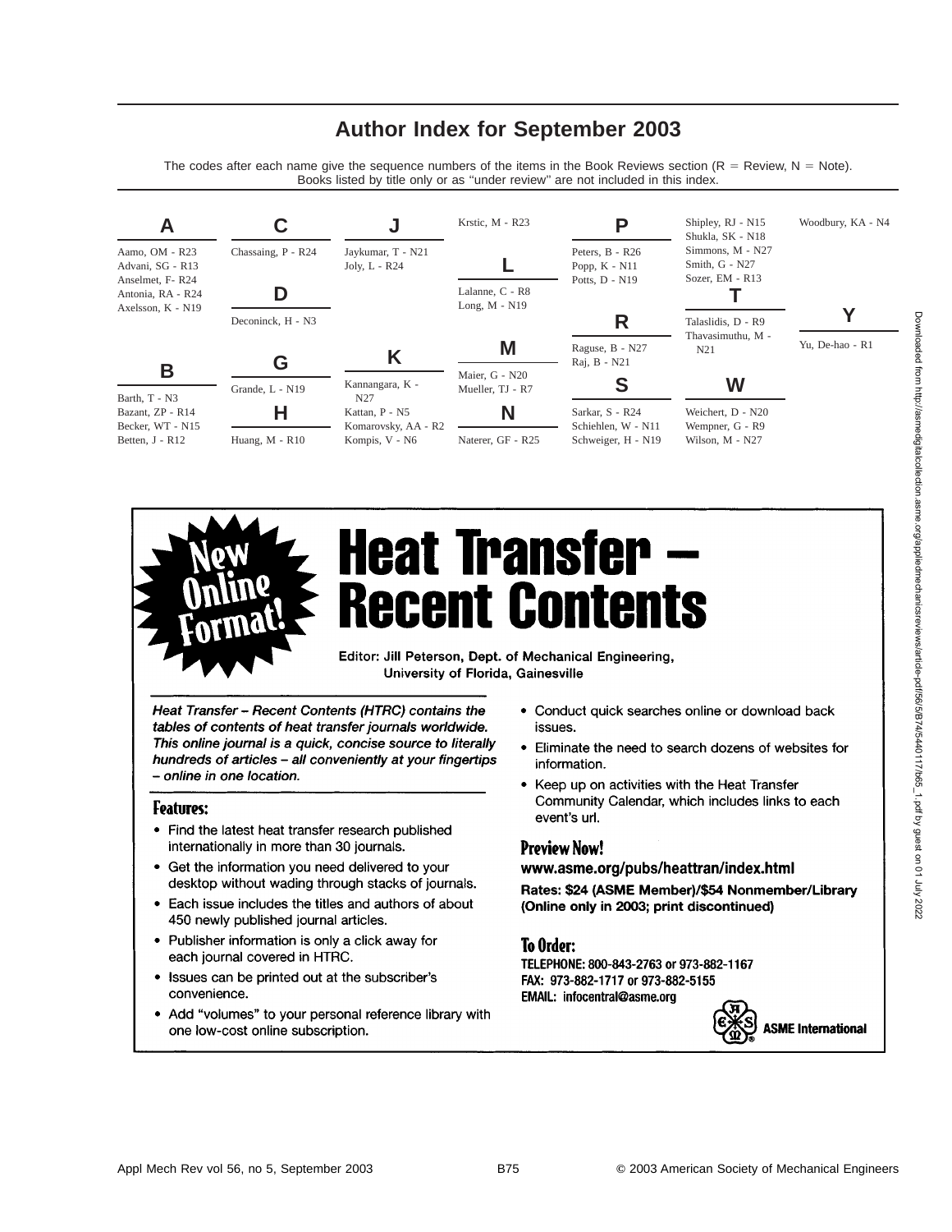# Author Index for September 2003

The codes after each name give the sequence numbers of the items in the Book Reviews section (R = Review, N = Note). Books listed by title only or as "under review" are not included in this index.

## A

Aamo, OM - R23
Advani, SG - R13
Anselmet, F- R24
Antonia, RA - R24
Axelsson, K - N19

## B

Barth, T - N3
Bazant, ZP - R14
Becker, WT - N15
Betten, J - R12

## C

Chassaing, P - R24

## D

Deconinck, H - N3

## G

Grande, L - N19

## H

Huang, M - R10

## J

Jaykumar, T - N21
Joly, L - R24

## K

Kannangara, K - N27
Kattan, P - N5
Komarovsky, AA - R2
Kompis, V - N6
Krstic, M - R23

## L

Lalanne, C - R8
Long, M - N19

## M

Maier, G - N20
Mueller, TJ - R7

## N

Naterer, GF - R25

## P

Peters, B - R26
Popp, K - N11
Potts, D - N19

## R

Raguse, B - N27
Raj, B - N21

## S

Sarkar, S - R24
Schiehlen, W - N11
Schweiger, H - N19
Shipley, RJ - N15
Shukla, SK - N18
Simmons, M - N27
Smith, G - N27
Sozer, EM - R13

## T

Talaslidis, D - R9
Thavasimuthu, M - N21

## W

Weichert, D - N20
Wempner, G - R9
Wilson, M - N27
Woodbury, KA - N4

## Y

Yu, De-hao - R1

---

New Online Format!

# Heat Transfer – Recent Contents

Editor: Jill Peterson, Dept. of Mechanical Engineering, University of Florida, Gainesville

***Heat Transfer – Recent Contents (HTRC) contains the tables of contents of heat transfer journals worldwide. This online journal is a quick, concise source to literally hundreds of articles – all conveniently at your fingertips – online in one location.***

## Features:

- Find the latest heat transfer research published internationally in more than 30 journals.
- Get the information you need delivered to your desktop without wading through stacks of journals.
- Each issue includes the titles and authors of about 450 newly published journal articles.
- Publisher information is only a click away for each journal covered in HTRC.
- Issues can be printed out at the subscriber's convenience.
- Add "volumes" to your personal reference library with one low-cost online subscription.
- Conduct quick searches online or download back issues.
- Eliminate the need to search dozens of websites for information.
- Keep up on activities with the Heat Transfer Community Calendar, which includes links to each event's url.

## Preview Now!

**www.asme.org/pubs/heattran/index.html**

**Rates: $24 (ASME Member)/$54 Nonmember/Library (Online only in 2003; print discontinued)**

## To Order:

**TELEPHONE: 800-843-2763 or 973-882-1167**
**FAX: 973-882-1717 or 973-882-5155**
**EMAIL: infocentral@asme.org**

ASME International